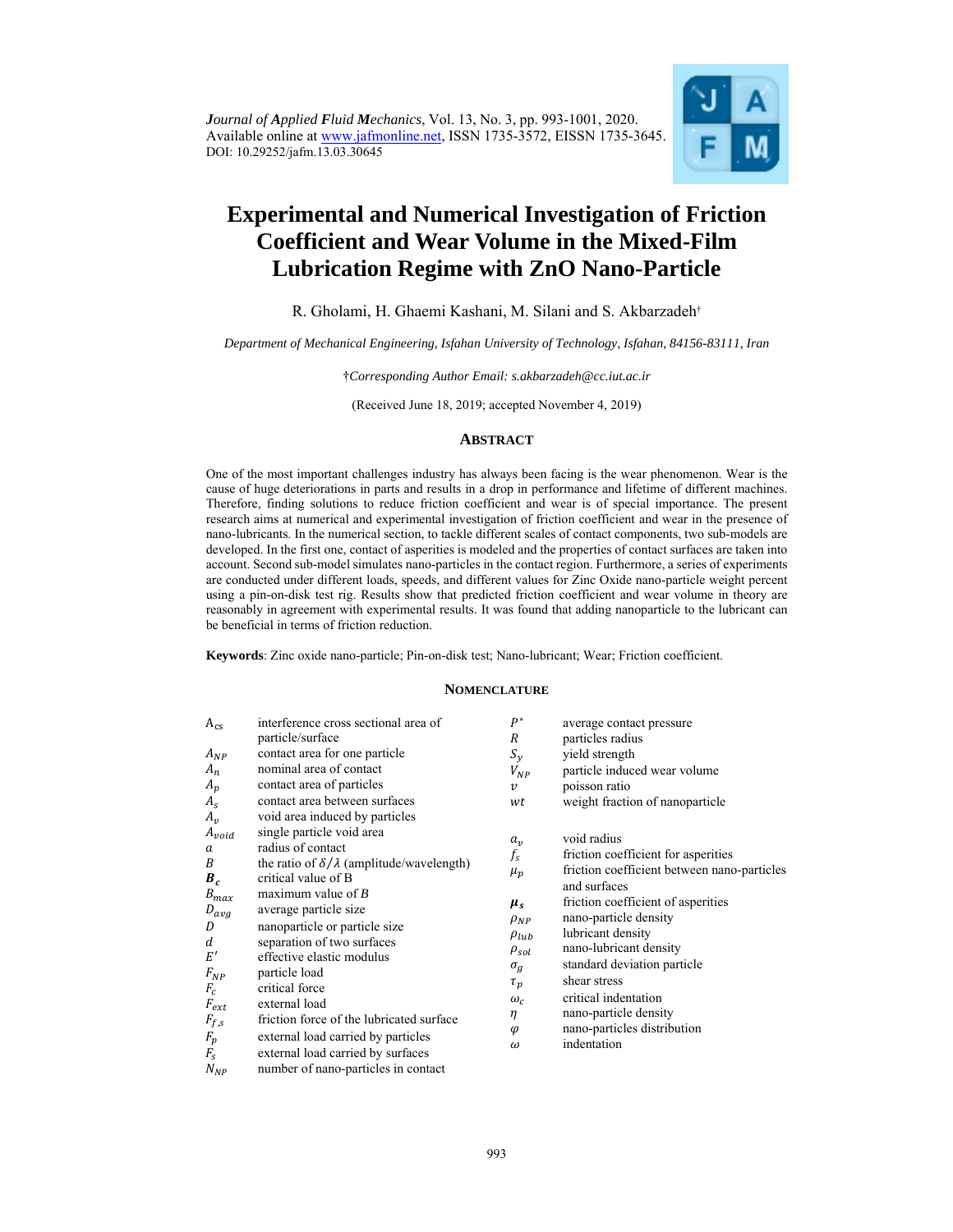*J*ournal of *A*pplied *F*luid *M*echanics, Vol. 13, No. 3, pp. 993-1001, 2020.
Available online at www.jafmonline.net, ISSN 1735-3572, EISSN 1735-3645.
DOI: 10.29252/jafm.13.03.30645

# Experimental and Numerical Investigation of Friction Coefficient and Wear Volume in the Mixed-Film Lubrication Regime with ZnO Nano-Particle

R. Gholami, H. Ghaemi Kashani, M. Silani and S. Akbarzadeh†

*Department of Mechanical Engineering, Isfahan University of Technology, Isfahan, 84156-83111, Iran*

†*Corresponding Author Email: s.akbarzadeh@cc.iut.ac.ir*

(Received June 18, 2019; accepted November 4, 2019)

## ABSTRACT

One of the most important challenges industry has always been facing is the wear phenomenon. Wear is the cause of huge deteriorations in parts and results in a drop in performance and lifetime of different machines. Therefore, finding solutions to reduce friction coefficient and wear is of special importance. The present research aims at numerical and experimental investigation of friction coefficient and wear in the presence of nano-lubricants. In the numerical section, to tackle different scales of contact components, two sub-models are developed. In the first one, contact of asperities is modeled and the properties of contact surfaces are taken into account. Second sub-model simulates nano-particles in the contact region. Furthermore, a series of experiments are conducted under different loads, speeds, and different values for Zinc Oxide nano-particle weight percent using a pin-on-disk test rig. Results show that predicted friction coefficient and wear volume in theory are reasonably in agreement with experimental results. It was found that adding nanoparticle to the lubricant can be beneficial in terms of friction reduction.

**Keywords**: Zinc oxide nano-particle; Pin-on-disk test; Nano-lubricant; Wear; Friction coefficient.

## NOMENCLATURE

| | |
|---|---|
| $A_{cs}$ | interference cross sectional area of particle/surface |
| $A_{NP}$ | contact area for one particle |
| $A_n$ | nominal area of contact |
| $A_p$ | contact area of particles |
| $A_s$ | contact area between surfaces |
| $A_v$ | void area induced by particles |
| $A_{void}$ | single particle void area |
| $a$ | radius of contact |
| $B$ | the ratio of $\delta/\lambda$ (amplitude/wavelength) |
| $\boldsymbol{B_c}$ | critical value of B |
| $B_{max}$ | maximum value of $B$ |
| $D_{avg}$ | average particle size |
| $D$ | nanoparticle or particle size |
| $d$ | separation of two surfaces |
| $E'$ | effective elastic modulus |
| $F_{NP}$ | particle load |
| $F_c$ | critical force |
| $F_{ext}$ | external load |
| $F_{f,s}$ | friction force of the lubricated surface |
| $F_p$ | external load carried by particles |
| $F_s$ | external load carried by surfaces |
| $N_{NP}$ | number of nano-particles in contact |
| $P^*$ | average contact pressure |
| $R$ | particles radius |
| $S_y$ | yield strength |
| $V_{NP}$ | particle induced wear volume |
| $v$ | poisson ratio |
| $wt$ | weight fraction of nanoparticle |
| $a_v$ | void radius |
| $f_s$ | friction coefficient for asperities |
| $\mu_p$ | friction coefficient between nano-particles and surfaces |
| $\boldsymbol{\mu_s}$ | friction coefficient of asperities |
| $\rho_{NP}$ | nano-particle density |
| $\rho_{lub}$ | lubricant density |
| $\rho_{sol}$ | nano-lubricant density |
| $\sigma_g$ | standard deviation particle |
| $\tau_p$ | shear stress |
| $\omega_c$ | critical indentation |
| $\eta$ | nano-particle density |
| $\varphi$ | nano-particles distribution |
| $\omega$ | indentation |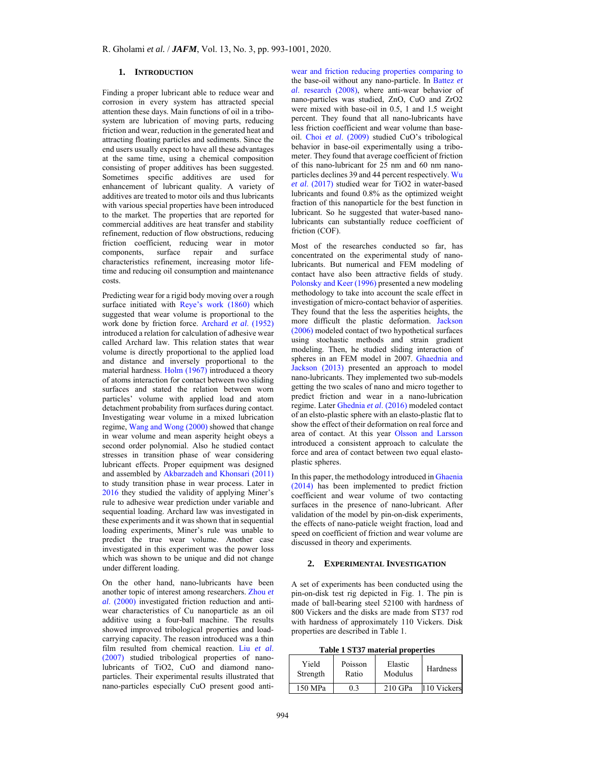## 1. INTRODUCTION

Finding a proper lubricant able to reduce wear and corrosion in every system has attracted special attention these days. Main functions of oil in a tribo-system are lubrication of moving parts, reducing friction and wear, reduction in the generated heat and attracting floating particles and sediments. Since the end users usually expect to have all these advantages at the same time, using a chemical composition consisting of proper additives has been suggested. Sometimes specific additives are used for enhancement of lubricant quality. A variety of additives are treated to motor oils and thus lubricants with various special properties have been introduced to the market. The properties that are reported for commercial additives are heat transfer and stability refinement, reduction of flow obstructions, reducing friction coefficient, reducing wear in motor components, surface repair and surface characteristics refinement, increasing motor life-time and reducing oil consumption and maintenance costs.

Predicting wear for a rigid body moving over a rough surface initiated with Reye's work (1860) which suggested that wear volume is proportional to the work done by friction force. Archard *et al.* (1952) introduced a relation for calculation of adhesive wear called Archard law. This relation states that wear volume is directly proportional to the applied load and distance and inversely proportional to the material hardness. Holm (1967) introduced a theory of atoms interaction for contact between two sliding surfaces and stated the relation between worn particles' volume with applied load and atom detachment probability from surfaces during contact. Investigating wear volume in a mixed lubrication regime, Wang and Wong (2000) showed that change in wear volume and mean asperity height obeys a second order polynomial. Also he studied contact stresses in transition phase of wear considering lubricant effects. Proper equipment was designed and assembled by Akbarzadeh and Khonsari (2011) to study transition phase in wear process. Later in 2016 they studied the validity of applying Miner's rule to adhesive wear prediction under variable and sequential loading. Archard law was investigated in these experiments and it was shown that in sequential loading experiments, Miner's rule was unable to predict the true wear volume. Another case investigated in this experiment was the power loss which was shown to be unique and did not change under different loading.

On the other hand, nano-lubricants have been another topic of interest among researchers. Zhou *et al.* (2000) investigated friction reduction and anti-wear characteristics of Cu nanoparticle as an oil additive using a four-ball machine. The results showed improved tribological properties and load-carrying capacity. The reason introduced was a thin film resulted from chemical reaction. Liu *et al.* (2007) studied tribological properties of nano-lubricants of TiO2, CuO and diamond nano-particles. Their experimental results illustrated that nano-particles especially CuO present good anti-wear and friction reducing properties comparing to the base-oil without any nano-particle. In Battez *et al.* research (2008), where anti-wear behavior of nano-particles was studied, ZnO, CuO and ZrO2 were mixed with base-oil in 0.5, 1 and 1.5 weight percent. They found that all nano-lubricants have less friction coefficient and wear volume than base-oil. Choi *et al.* (2009) studied CuO's tribological behavior in base-oil experimentally using a tribo-meter. They found that average coefficient of friction of this nano-lubricant for 25 nm and 60 nm nano-particles declines 39 and 44 percent respectively. Wu *et al.* (2017) studied wear for TiO2 in water-based lubricants and found 0.8% as the optimized weight fraction of this nanoparticle for the best function in lubricant. So he suggested that water-based nano-lubricants can substantially reduce coefficient of friction (COF).

Most of the researches conducted so far, has concentrated on the experimental study of nano-lubricants. But numerical and FEM modeling of contact have also been attractive fields of study. Polonsky and Keer (1996) presented a new modeling methodology to take into account the scale effect in investigation of micro-contact behavior of asperities. They found that the less the asperities heights, the more difficult the plastic deformation. Jackson (2006) modeled contact of two hypothetical surfaces using stochastic methods and strain gradient modeling. Then, he studied sliding interaction of spheres in an FEM model in 2007. Ghaednia and Jackson (2013) presented an approach to model nano-lubricants. They implemented two sub-models getting the two scales of nano and micro together to predict friction and wear in a nano-lubrication regime. Later Ghednia *et al.* (2016) modeled contact of an elsto-plastic sphere with an elasto-plastic flat to show the effect of their deformation on real force and area of contact. At this year Olsson and Larsson introduced a consistent approach to calculate the force and area of contact between two equal elasto-plastic spheres.

In this paper, the methodology introduced in Ghaenia (2014) has been implemented to predict friction coefficient and wear volume of two contacting surfaces in the presence of nano-lubricant. After validation of the model by pin-on-disk experiments, the effects of nano-paticle weight fraction, load and speed on coefficient of friction and wear volume are discussed in theory and experiments.

## 2. EXPERIMENTAL INVESTIGATION

A set of experiments has been conducted using the pin-on-disk test rig depicted in Fig. 1. The pin is made of ball-bearing steel 52100 with hardness of 800 Vickers and the disks are made from ST37 rod with hardness of approximately 110 Vickers. Disk properties are described in Table 1.

**Table 1 ST37 material properties**

| Yield Strength | Poisson Ratio | Elastic Modulus | Hardness |
|---|---|---|---|
| 150 MPa | 0.3 | 210 GPa | 110 Vickers |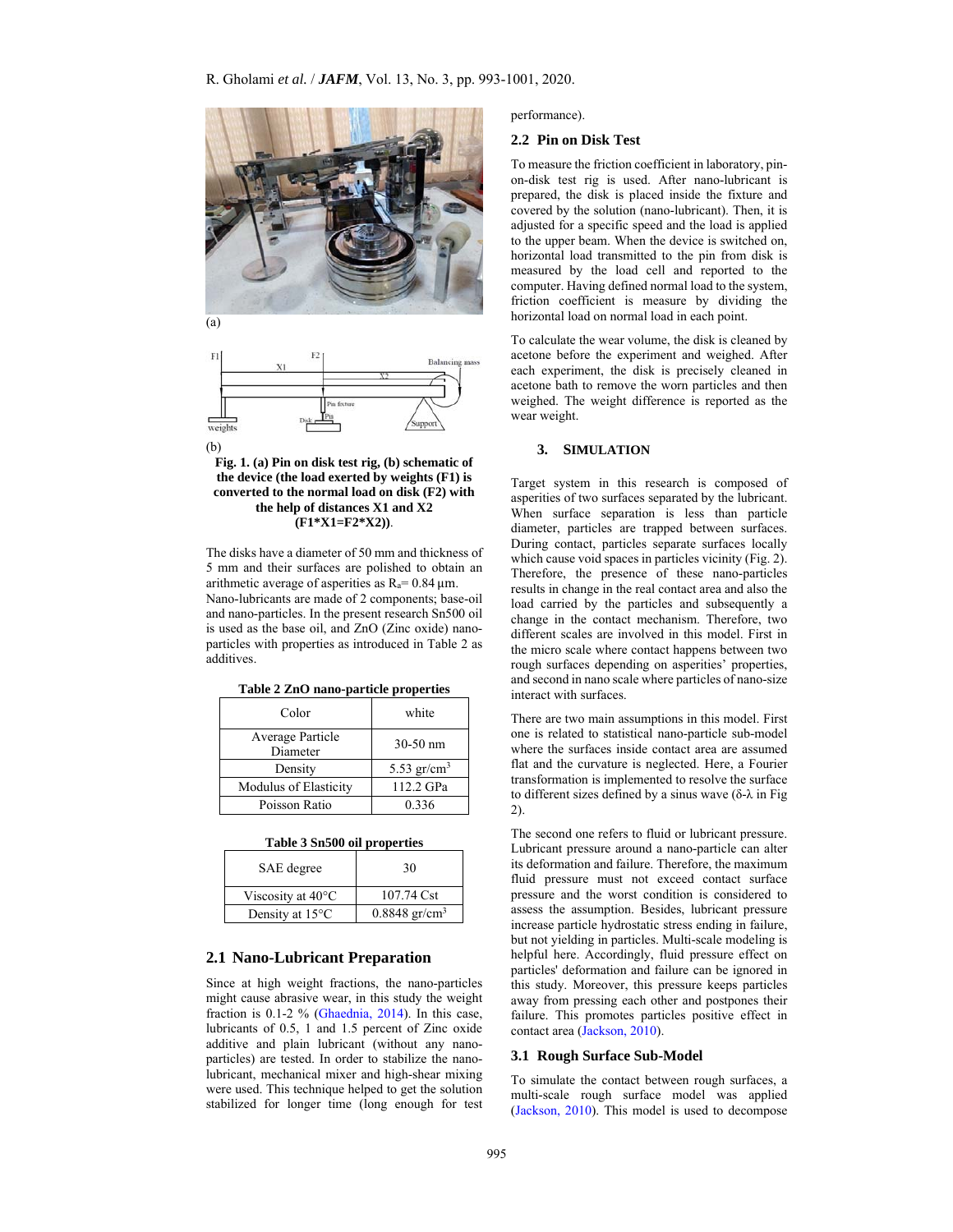(a)

(b)

**Fig. 1. (a) Pin on disk test rig, (b) schematic of the device (the load exerted by weights (F1) is converted to the normal load on disk (F2) with the help of distances X1 and X2 (F1*X1=F2*X2))**.

The disks have a diameter of 50 mm and thickness of 5 mm and their surfaces are polished to obtain an arithmetic average of asperities as $R_a$= 0.84 µm. Nano-lubricants are made of 2 components; base-oil and nano-particles. In the present research Sn500 oil is used as the base oil, and ZnO (Zinc oxide) nano-particles with properties as introduced in Table 2 as additives.

**Table 2 ZnO nano-particle properties**

| Color | white |
|---|---|
| Average Particle Diameter | 30-50 nm |
| Density | 5.53 gr/cm$^3$ |
| Modulus of Elasticity | 112.2 GPa |
| Poisson Ratio | 0.336 |

**Table 3 Sn500 oil properties**

| SAE degree | 30 |
|---|---|
| Viscosity at 40°C | 107.74 Cst |
| Density at 15°C | 0.8848 gr/cm$^3$ |

## 2.1 Nano-Lubricant Preparation

Since at high weight fractions, the nano-particles might cause abrasive wear, in this study the weight fraction is 0.1-2 % (Ghaednia, 2014). In this case, lubricants of 0.5, 1 and 1.5 percent of Zinc oxide additive and plain lubricant (without any nano-particles) are tested. In order to stabilize the nano-lubricant, mechanical mixer and high-shear mixing were used. This technique helped to get the solution stabilized for longer time (long enough for test performance).

## 2.2 Pin on Disk Test

To measure the friction coefficient in laboratory, pin-on-disk test rig is used. After nano-lubricant is prepared, the disk is placed inside the fixture and covered by the solution (nano-lubricant). Then, it is adjusted for a specific speed and the load is applied to the upper beam. When the device is switched on, horizontal load transmitted to the pin from disk is measured by the load cell and reported to the computer. Having defined normal load to the system, friction coefficient is measure by dividing the horizontal load on normal load in each point.

To calculate the wear volume, the disk is cleaned by acetone before the experiment and weighed. After each experiment, the disk is precisely cleaned in acetone bath to remove the worn particles and then weighed. The weight difference is reported as the wear weight.

## 3. SIMULATION

Target system in this research is composed of asperities of two surfaces separated by the lubricant. When surface separation is less than particle diameter, particles are trapped between surfaces. During contact, particles separate surfaces locally which cause void spaces in particles vicinity (Fig. 2). Therefore, the presence of these nano-particles results in change in the real contact area and also the load carried by the particles and subsequently a change in the contact mechanism. Therefore, two different scales are involved in this model. First in the micro scale where contact happens between two rough surfaces depending on asperities' properties, and second in nano scale where particles of nano-size interact with surfaces.

There are two main assumptions in this model. First one is related to statistical nano-particle sub-model where the surfaces inside contact area are assumed flat and the curvature is neglected. Here, a Fourier transformation is implemented to resolve the surface to different sizes defined by a sinus wave (δ-λ in Fig 2).

The second one refers to fluid or lubricant pressure. Lubricant pressure around a nano-particle can alter its deformation and failure. Therefore, the maximum fluid pressure must not exceed contact surface pressure and the worst condition is considered to assess the assumption. Besides, lubricant pressure increase particle hydrostatic stress ending in failure, but not yielding in particles. Multi-scale modeling is helpful here. Accordingly, fluid pressure effect on particles' deformation and failure can be ignored in this study. Moreover, this pressure keeps particles away from pressing each other and postpones their failure. This promotes particles positive effect in contact area (Jackson, 2010).

## 3.1 Rough Surface Sub-Model

To simulate the contact between rough surfaces, a multi-scale rough surface model was applied (Jackson, 2010). This model is used to decompose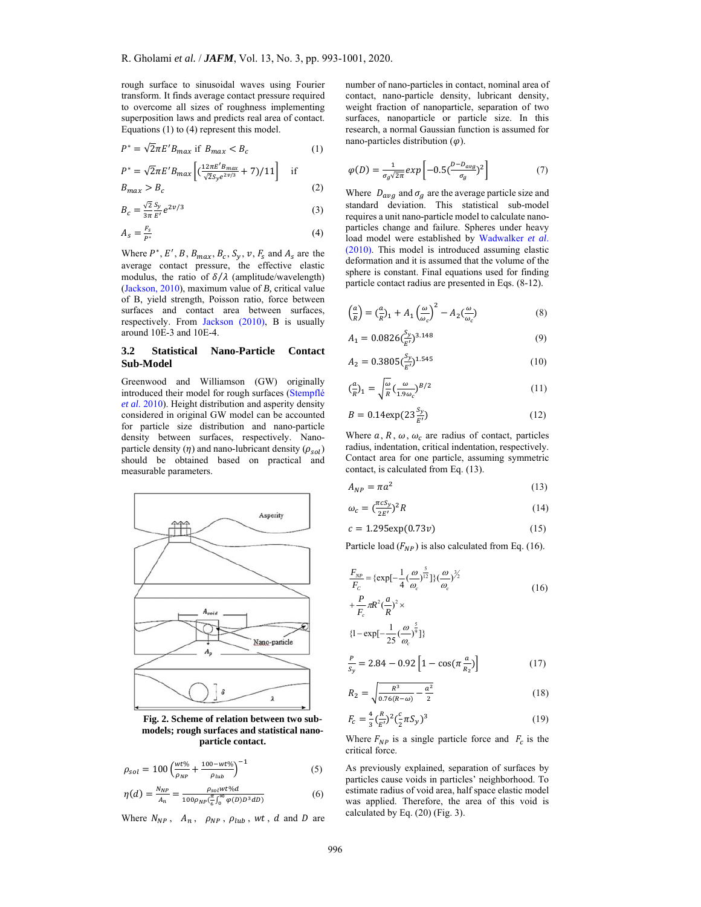rough surface to sinusoidal waves using Fourier transform. It finds average contact pressure required to overcome all sizes of roughness implementing superposition laws and predicts real area of contact. Equations (1) to (4) represent this model.

$$P^* = \sqrt{2}\pi E' B_{max} \text{ if } B_{max} < B_c \tag{1}$$

$$P^* = \sqrt{2}\pi E' B_{max}\left[\left(\frac{12\pi E' B_{max}}{\sqrt{2} S_y e^{2v/3}} + 7\right)/11\right] \quad \text{if } B_{max} > B_c \tag{2}$$

$$B_c = \frac{\sqrt{2}}{3\pi}\frac{S_y}{E'} e^{2v/3} \tag{3}$$

$$A_s = \frac{F_s}{P^*} \tag{4}$$

Where $P^*$, $E'$, $B$, $B_{max}$, $B_c$, $S_y$, $v$, $F_s$ and $A_s$ are the average contact pressure, the effective elastic modulus, the ratio of $\delta/\lambda$ (amplitude/wavelength) (Jackson, 2010), maximum value of $B$, critical value of B, yield strength, Poisson ratio, force between surfaces and contact area between surfaces, respectively. From Jackson (2010), B is usually around 10E-3 and 10E-4.

### 3.2 Statistical Nano-Particle Contact Sub-Model

Greenwood and Williamson (GW) originally introduced their model for rough surfaces (Stempflé *et al.* 2010). Height distribution and asperity density considered in original GW model can be accounted for particle size distribution and nano-particle density between surfaces, respectively. Nano-particle density ($\eta$) and nano-lubricant density ($\rho_{sol}$) should be obtained based on practical and measurable parameters.

**Fig. 2. Scheme of relation between two sub-models; rough surfaces and statistical nano-particle contact.**

$$\rho_{sol} = 100\left(\frac{wt\%}{\rho_{NP}} + \frac{100 - wt\%}{\rho_{lub}}\right)^{-1} \tag{5}$$

$$\eta(d) = \frac{N_{NP}}{A_n} = \frac{\rho_{sol}\, wt\%\, d}{100\rho_{NP}\left(\frac{\pi}{6}\int_0^\infty \varphi(D) D^3 dD\right)} \tag{6}$$

Where $N_{NP}$, $A_n$, $\rho_{NP}$, $\rho_{lub}$, $wt$, $d$ and $D$ are number of nano-particles in contact, nominal area of contact, nano-particle density, lubricant density, weight fraction of nanoparticle, separation of two surfaces, nanoparticle or particle size. In this research, a normal Gaussian function is assumed for nano-particles distribution ($\varphi$).

$$\varphi(D) = \frac{1}{\sigma_g\sqrt{2\pi}} exp\left[-0.5\left(\frac{D - D_{avg}}{\sigma_g}\right)^2\right] \tag{7}$$

Where $D_{avg}$ and $\sigma_g$ are the average particle size and standard deviation. This statistical sub-model requires a unit nano-particle model to calculate nano-particles change and failure. Spheres under heavy load model were established by Wadwalker *et al.* (2010). This model is introduced assuming elastic deformation and it is assumed that the volume of the sphere is constant. Final equations used for finding particle contact radius are presented in Eqs. (8-12).

$$\left(\frac{a}{R}\right) = \left(\frac{a}{R}\right)_1 + A_1\left(\frac{\omega}{\omega_c}\right)^2 - A_2\left(\frac{\omega}{\omega_c}\right) \tag{8}$$

$$A_1 = 0.0826\left(\frac{S_y}{E'}\right)^{3.148} \tag{9}$$

$$A_2 = 0.3805\left(\frac{S_y}{E'}\right)^{1.545} \tag{10}$$

$$\left(\frac{a}{R}\right)_1 = \sqrt{\frac{\omega}{R}}\left(\frac{\omega}{1.9\omega_c}\right)^{B/2} \tag{11}$$

$$B = 0.14\exp\left(23\frac{S_y}{E'}\right) \tag{12}$$

Where $a$, $R$, $\omega$, $\omega_c$ are radius of contact, particles radius, indentation, critical indentation, respectively. Contact area for one particle, assuming symmetric contact, is calculated from Eq. (13).

$$A_{NP} = \pi a^2 \tag{13}$$

$$\omega_c = \left(\frac{\pi c S_y}{2E'}\right)^2 R \tag{14}$$

$$c = 1.295\exp(0.73v) \tag{15}$$

Particle load ($F_{NP}$) is also calculated from Eq. (16).

$$\frac{F_{NP}}{F_c} = \left\{\exp\left[-\frac{1}{4}\left(\frac{\omega}{\omega_c}\right)^{\frac{5}{12}}\right]\right\}\left(\frac{\omega}{\omega_c}\right)^{3/2} + \frac{P}{F_c}\pi R^2\left(\frac{a}{R}\right)^2 \times \left\{1 - \exp\left[-\frac{1}{25}\left(\frac{\omega}{\omega_c}\right)^{\frac{5}{9}}\right]\right\} \tag{16}$$

$$\frac{P}{S_y} = 2.84 - 0.92\left[1 - \cos\left(\pi\frac{a}{R_2}\right)\right] \tag{17}$$

$$R_2 = \sqrt{\frac{R^3}{0.76(R - \omega)} - \frac{a^2}{2}} \tag{18}$$

$$F_c = \frac{4}{3}\left(\frac{R}{E'}\right)^2\left(\frac{c}{2}\pi S_y\right)^3 \tag{19}$$

Where $F_{NP}$ is a single particle force and $F_c$ is the critical force.

As previously explained, separation of surfaces by particles cause voids in particles' neighborhood. To estimate radius of void area, half space elastic model was applied. Therefore, the area of this void is calculated by Eq. (20) (Fig. 3).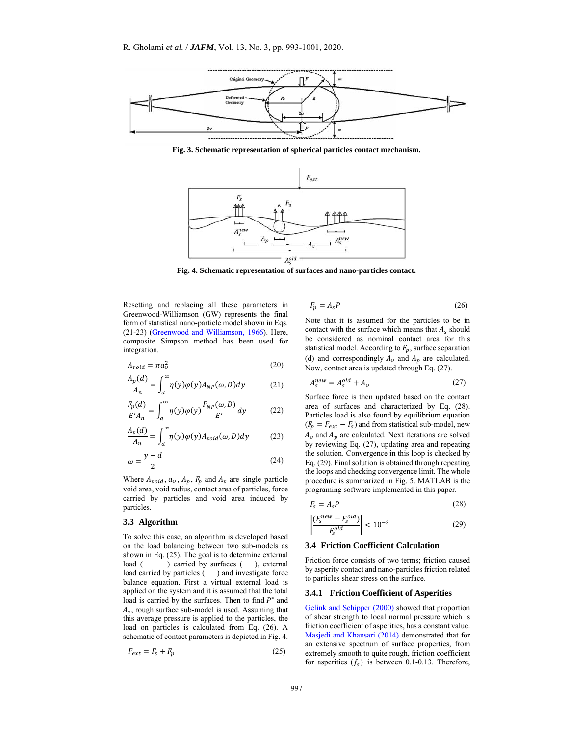Fig. 3. Schematic representation of spherical particles contact mechanism.

Fig. 4. Schematic representation of surfaces and nano-particles contact.

Resetting and replacing all these parameters in Greenwood-Williamson (GW) represents the final form of statistical nano-particle model shown in Eqs. (21-23) (Greenwood and Williamson, 1966). Here, composite Simpson method has been used for integration.

$$A_{void} = \pi a_v^2 \tag{20}$$

$$\frac{A_p(d)}{A_n} = \int_d^{\infty} \eta(y)\varphi(y)A_{NP}(\omega, D)dy \tag{21}$$

$$\frac{F_p(d)}{E'A_n} = \int_d^{\infty} \eta(y)\varphi(y)\frac{F_{NP}(\omega, D)}{E'}dy \tag{22}$$

$$\frac{A_v(d)}{A_n} = \int_d^{\infty} \eta(y)\varphi(y)A_{void}(\omega, D)dy \tag{23}$$

$$\omega = \frac{y-d}{2} \tag{24}$$

Where $A_{void}$, $a_v$, $A_p$, $F_p$ and $A_v$ are single particle void area, void radius, contact area of particles, force carried by particles and void area induced by particles.

### 3.3 Algorithm

To solve this case, an algorithm is developed based on the load balancing between two sub-models as shown in Eq. (25). The goal is to determine external load ( ) carried by surfaces ( ), external load carried by particles ( ) and investigate force balance equation. First a virtual external load is applied on the system and it is assumed that the total load is carried by the surfaces. Then to find $P^*$ and $A_s$, rough surface sub-model is used. Assuming that this average pressure is applied to the particles, the load on particles is calculated from Eq. (26). A schematic of contact parameters is depicted in Fig. 4.

$$F_{ext} = F_s + F_p \tag{25}$$

$$F_p = A_s P \tag{26}$$

Note that it is assumed for the particles to be in contact with the surface which means that $A_s$ should be considered as nominal contact area for this statistical model. According to $F_p$, surface separation (d) and correspondingly $A_v$ and $A_p$ are calculated. Now, contact area is updated through Eq. (27).

$$A_s^{new} = A_s^{old} + A_v \tag{27}$$

Surface force is then updated based on the contact area of surfaces and characterized by Eq. (28). Particles load is also found by equilibrium equation ($F_p = F_{ext} - F_s$) and from statistical sub-model, new $A_v$ and $A_p$ are calculated. Next iterations are solved by reviewing Eq. (27), updating area and repeating the solution. Convergence in this loop is checked by Eq. (29). Final solution is obtained through repeating the loops and checking convergence limit. The whole procedure is summarized in Fig. 5. MATLAB is the programing software implemented in this paper.

$$F_s = A_s P \tag{28}$$

$$\left|\frac{(F_s^{new} - F_s^{old})}{F_s^{old}}\right| < 10^{-3} \tag{29}$$

### 3.4 Friction Coefficient Calculation

Friction force consists of two terms; friction caused by asperity contact and nano-particles friction related to particles shear stress on the surface.

#### 3.4.1 Friction Coefficient of Asperities

Gelink and Schipper (2000) showed that proportion of shear strength to local normal pressure which is friction coefficient of asperities, has a constant value. Masjedi and Khansari (2014) demonstrated that for an extensive spectrum of surface properties, from extremely smooth to quite rough, friction coefficient for asperities ($f_s$) is between 0.1-0.13. Therefore,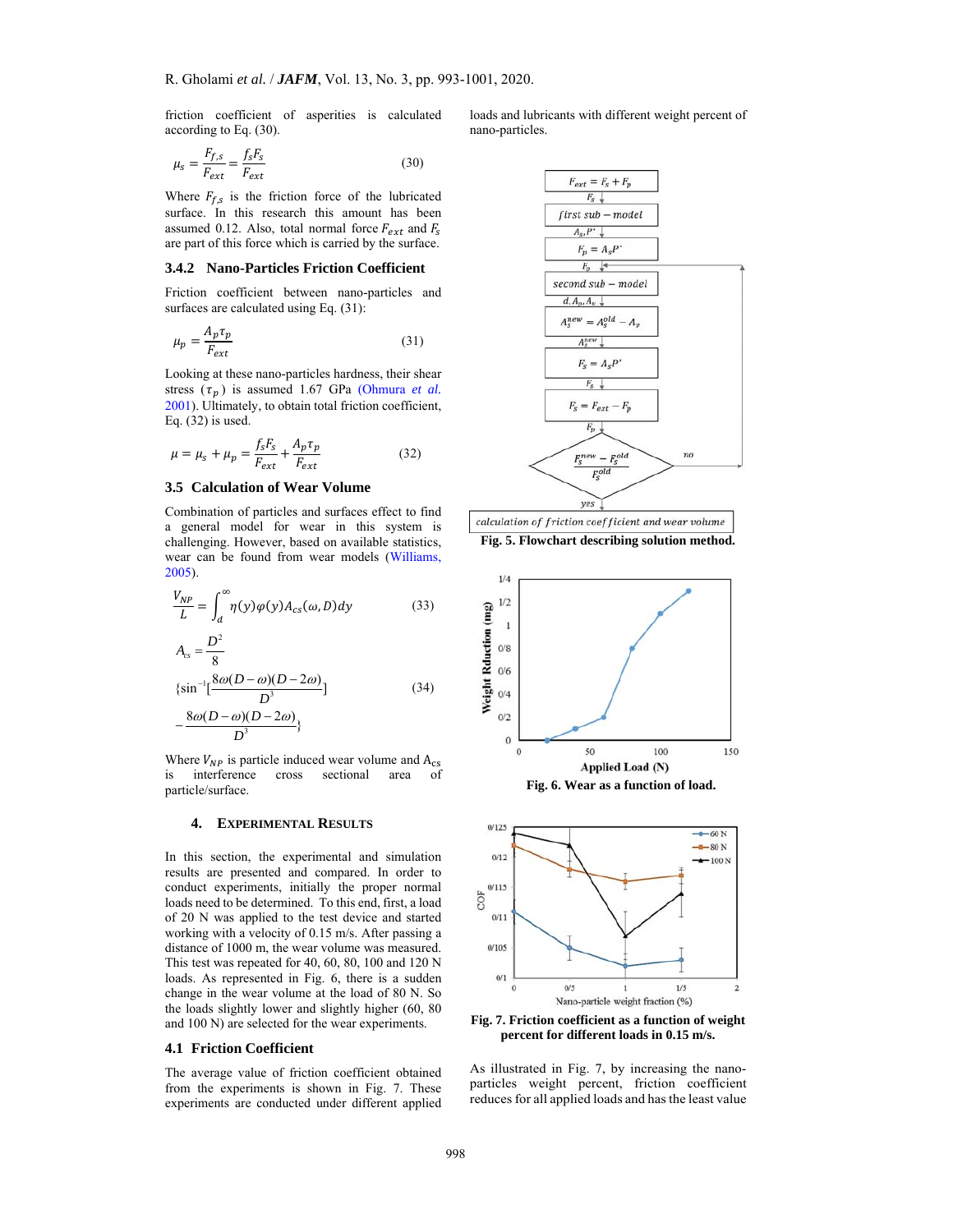friction coefficient of asperities is calculated according to Eq. (30).

$$\mu_s = \frac{F_{f,s}}{F_{ext}} = \frac{f_s F_s}{F_{ext}} \tag{30}$$

Where $F_{f,s}$ is the friction force of the lubricated surface. In this research this amount has been assumed 0.12. Also, total normal force $F_{ext}$ and $F_s$ are part of this force which is carried by the surface.

### 3.4.2 Nano-Particles Friction Coefficient

Friction coefficient between nano-particles and surfaces are calculated using Eq. (31):

$$\mu_p = \frac{A_p \tau_p}{F_{ext}} \tag{31}$$

Looking at these nano-particles hardness, their shear stress ($\tau_p$) is assumed 1.67 GPa (Ohmura *et al.* 2001). Ultimately, to obtain total friction coefficient, Eq. (32) is used.

$$\mu = \mu_s + \mu_p = \frac{f_s F_s}{F_{ext}} + \frac{A_p \tau_p}{F_{ext}} \tag{32}$$

## 3.5 Calculation of Wear Volume

Combination of particles and surfaces effect to find a general model for wear in this system is challenging. However, based on available statistics, wear can be found from wear models (Williams, 2005).

$$\frac{V_{NP}}{L} = \int_d^{\infty} \eta(y)\varphi(y)A_{cs}(\omega, D)dy \tag{33}$$

$$A_{cs} = \frac{D^2}{8}\left\{\sin^{-1}\left[\frac{8\omega(D-\omega)(D-2\omega)}{D^3}\right] - \frac{8\omega(D-\omega)(D-2\omega)}{D^3}\right\} \tag{34}$$

Where $V_{NP}$ is particle induced wear volume and $A_{cs}$ is interference cross sectional area of particle/surface.

## 4. Experimental Results

In this section, the experimental and simulation results are presented and compared. In order to conduct experiments, initially the proper normal loads need to be determined. To this end, first, a load of 20 N was applied to the test device and started working with a velocity of 0.15 m/s. After passing a distance of 1000 m, the wear volume was measured. This test was repeated for 40, 60, 80, 100 and 120 N loads. As represented in Fig. 6, there is a sudden change in the wear volume at the load of 80 N. So the loads slightly lower and slightly higher (60, 80 and 100 N) are selected for the wear experiments.

## 4.1 Friction Coefficient

The average value of friction coefficient obtained from the experiments is shown in Fig. 7. These experiments are conducted under different applied loads and lubricants with different weight percent of nano-particles.

**Fig. 5. Flowchart describing solution method.**

**Fig. 6. Wear as a function of load.**

**Fig. 7. Friction coefficient as a function of weight percent for different loads in 0.15 m/s.**

As illustrated in Fig. 7, by increasing the nano-particles weight percent, friction coefficient reduces for all applied loads and has the least value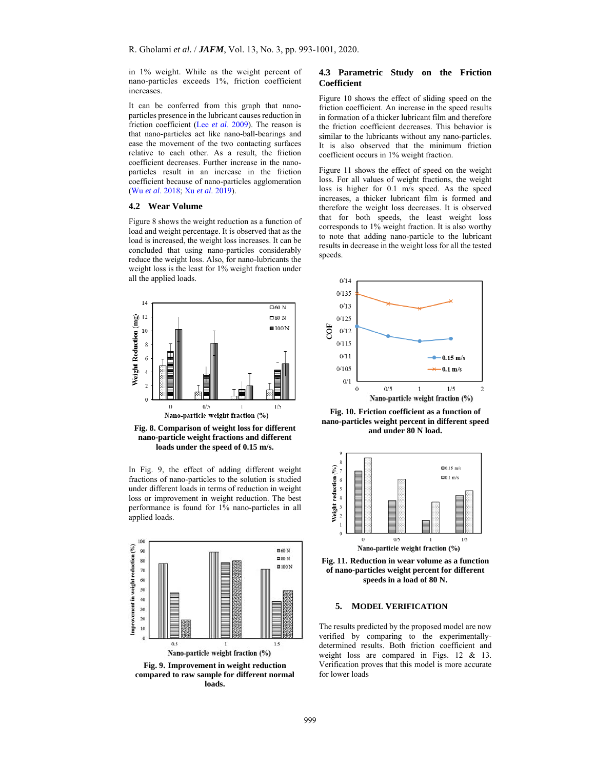in 1% weight. While as the weight percent of nano-particles exceeds 1%, friction coefficient increases.

It can be conferred from this graph that nano-particles presence in the lubricant causes reduction in friction coefficient (Lee *et al*. 2009). The reason is that nano-particles act like nano-ball-bearings and ease the movement of the two contacting surfaces relative to each other. As a result, the friction coefficient decreases. Further increase in the nano-particles result in an increase in the friction coefficient because of nano-particles agglomeration (Wu *et al*. 2018; Xu *et al*. 2019).

### 4.2 Wear Volume

Figure 8 shows the weight reduction as a function of load and weight percentage. It is observed that as the load is increased, the weight loss increases. It can be concluded that using nano-particles considerably reduce the weight loss. Also, for nano-lubricants the weight loss is the least for 1% weight fraction under all the applied loads.

**Fig. 8. Comparison of weight loss for different nano-particle weight fractions and different loads under the speed of 0.15 m/s.**

In Fig. 9, the effect of adding different weight fractions of nano-particles to the solution is studied under different loads in terms of reduction in weight loss or improvement in weight reduction. The best performance is found for 1% nano-particles in all applied loads.

**Fig. 9. Improvement in weight reduction compared to raw sample for different normal loads.**

### 4.3 Parametric Study on the Friction Coefficient

Figure 10 shows the effect of sliding speed on the friction coefficient. An increase in the speed results in formation of a thicker lubricant film and therefore the friction coefficient decreases. This behavior is similar to the lubricants without any nano-particles. It is also observed that the minimum friction coefficient occurs in 1% weight fraction.

Figure 11 shows the effect of speed on the weight loss. For all values of weight fractions, the weight loss is higher for 0.1 m/s speed. As the speed increases, a thicker lubricant film is formed and therefore the weight loss decreases. It is observed that for both speeds, the least weight loss corresponds to 1% weight fraction. It is also worthy to note that adding nano-particle to the lubricant results in decrease in the weight loss for all the tested speeds.

**Fig. 10. Friction coefficient as a function of nano-particles weight percent in different speed and under 80 N load.**

**Fig. 11. Reduction in wear volume as a function of nano-particles weight percent for different speeds in a load of 80 N.**

## 5. MODEL VERIFICATION

The results predicted by the proposed model are now verified by comparing to the experimentally-determined results. Both friction coefficient and weight loss are compared in Figs. 12 & 13. Verification proves that this model is more accurate for lower loads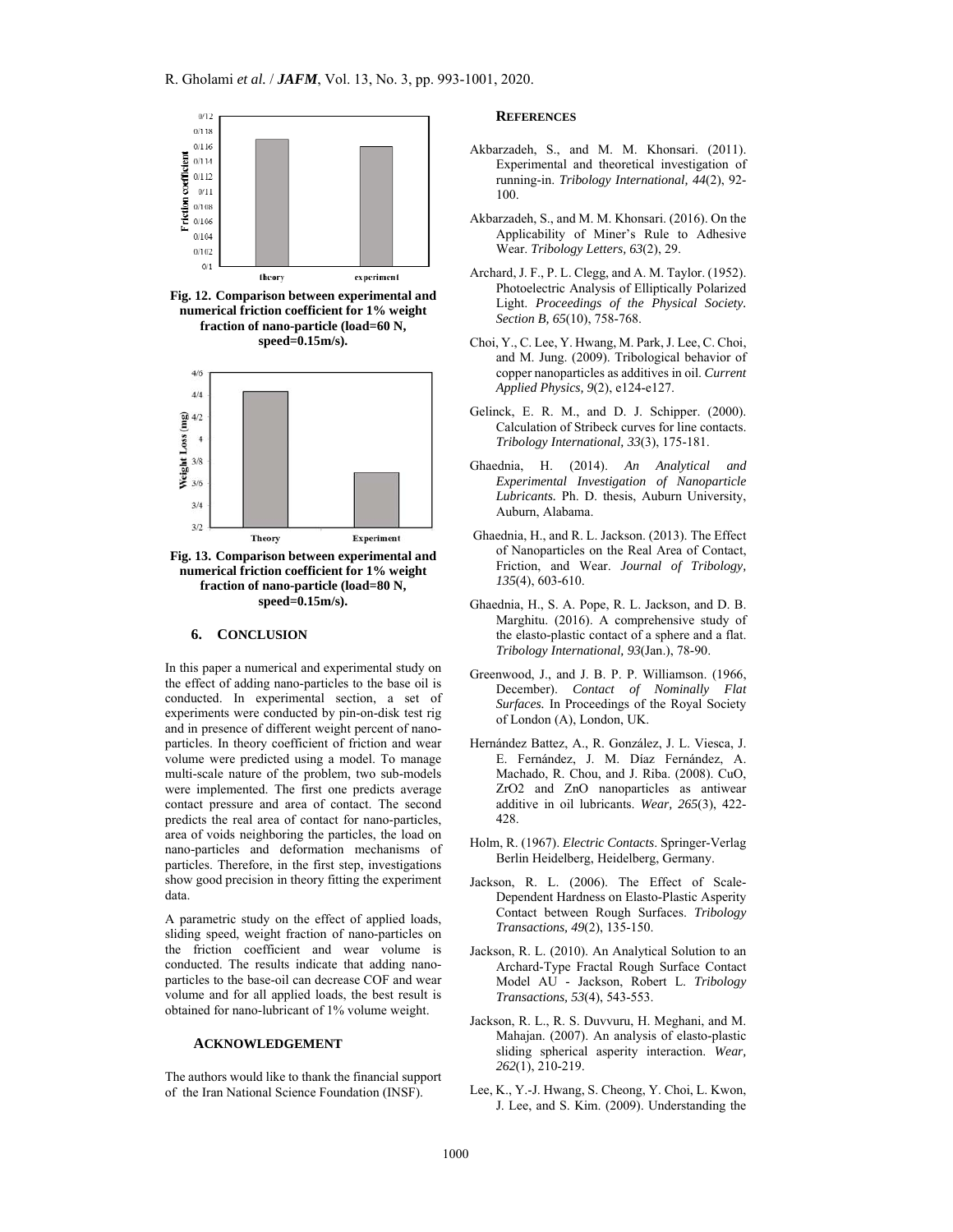Fig. 12. Comparison between experimental and numerical friction coefficient for 1% weight fraction of nano-particle (load=60 N, speed=0.15m/s).

Fig. 13. Comparison between experimental and numerical friction coefficient for 1% weight fraction of nano-particle (load=80 N, speed=0.15m/s).

## 6. CONCLUSION

In this paper a numerical and experimental study on the effect of adding nano-particles to the base oil is conducted. In experimental section, a set of experiments were conducted by pin-on-disk test rig and in presence of different weight percent of nano-particles. In theory coefficient of friction and wear volume were predicted using a model. To manage multi-scale nature of the problem, two sub-models were implemented. The first one predicts average contact pressure and area of contact. The second predicts the real area of contact for nano-particles, area of voids neighboring the particles, the load on nano-particles and deformation mechanisms of particles. Therefore, in the first step, investigations show good precision in theory fitting the experiment data.

A parametric study on the effect of applied loads, sliding speed, weight fraction of nano-particles on the friction coefficient and wear volume is conducted. The results indicate that adding nano-particles to the base-oil can decrease COF and wear volume and for all applied loads, the best result is obtained for nano-lubricant of 1% volume weight.

## ACKNOWLEDGEMENT

The authors would like to thank the financial support of the Iran National Science Foundation (INSF).

## REFERENCES

Akbarzadeh, S., and M. M. Khonsari. (2011). Experimental and theoretical investigation of running-in. *Tribology International, 44*(2), 92-100.

Akbarzadeh, S., and M. M. Khonsari. (2016). On the Applicability of Miner's Rule to Adhesive Wear. *Tribology Letters, 63*(2), 29.

Archard, J. F., P. L. Clegg, and A. M. Taylor. (1952). Photoelectric Analysis of Elliptically Polarized Light. *Proceedings of the Physical Society. Section B, 65*(10), 758-768.

Choi, Y., C. Lee, Y. Hwang, M. Park, J. Lee, C. Choi, and M. Jung. (2009). Tribological behavior of copper nanoparticles as additives in oil. *Current Applied Physics, 9*(2), e124-e127.

Gelinck, E. R. M., and D. J. Schipper. (2000). Calculation of Stribeck curves for line contacts. *Tribology International, 33*(3), 175-181.

Ghaednia, H. (2014). *An Analytical and Experimental Investigation of Nanoparticle Lubricants.* Ph. D. thesis, Auburn University, Auburn, Alabama.

Ghaednia, H., and R. L. Jackson. (2013). The Effect of Nanoparticles on the Real Area of Contact, Friction, and Wear. *Journal of Tribology, 135*(4), 603-610.

Ghaednia, H., S. A. Pope, R. L. Jackson, and D. B. Marghitu. (2016). A comprehensive study of the elasto-plastic contact of a sphere and a flat. *Tribology International, 93*(Jan.), 78-90.

Greenwood, J., and J. B. P. Williamson. (1966, December). *Contact of Nominally Flat Surfaces.* In Proceedings of the Royal Society of London (A), London, UK.

Hernández Battez, A., R. González, J. L. Viesca, J. E. Fernández, J. M. Díaz Fernández, A. Machado, R. Chou, and J. Riba. (2008). CuO, ZrO2 and ZnO nanoparticles as antiwear additive in oil lubricants. *Wear, 265*(3), 422-428.

Holm, R. (1967). *Electric Contacts*. Springer-Verlag Berlin Heidelberg, Heidelberg, Germany.

Jackson, R. L. (2006). The Effect of Scale-Dependent Hardness on Elasto-Plastic Asperity Contact between Rough Surfaces. *Tribology Transactions, 49*(2), 135-150.

Jackson, R. L. (2010). An Analytical Solution to an Archard-Type Fractal Rough Surface Contact Model AU - Jackson, Robert L. *Tribology Transactions, 53*(4), 543-553.

Jackson, R. L., R. S. Duvvuru, H. Meghani, and M. Mahajan. (2007). An analysis of elasto-plastic sliding spherical asperity interaction. *Wear, 262*(1), 210-219.

Lee, K., Y.-J. Hwang, S. Cheong, Y. Choi, L. Kwon, J. Lee, and S. Kim. (2009). Understanding the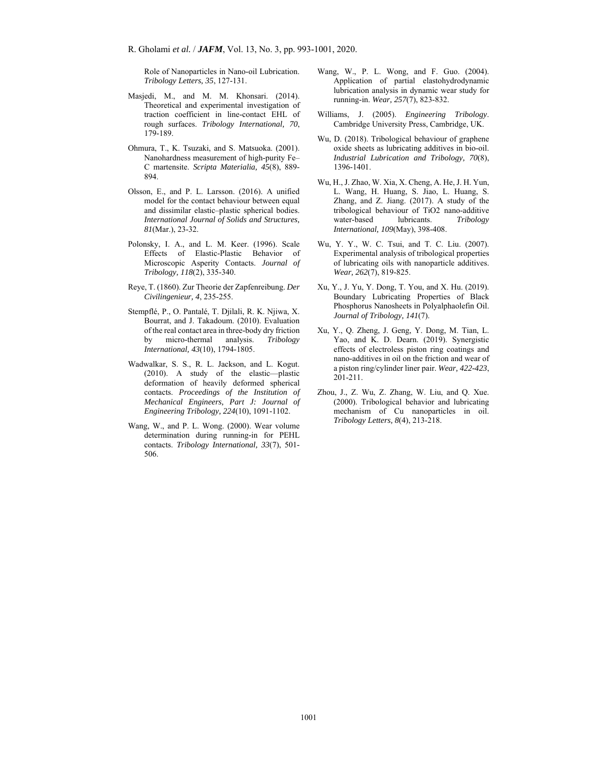Role of Nanoparticles in Nano-oil Lubrication. *Tribology Letters, 35*, 127-131.

Masjedi, M., and M. M. Khonsari. (2014). Theoretical and experimental investigation of traction coefficient in line-contact EHL of rough surfaces. *Tribology International, 70*, 179-189.

Ohmura, T., K. Tsuzaki, and S. Matsuoka. (2001). Nanohardness measurement of high-purity Fe–C martensite. *Scripta Materialia, 45*(8), 889-894.

Olsson, E., and P. L. Larsson. (2016). A unified model for the contact behaviour between equal and dissimilar elastic–plastic spherical bodies. *International Journal of Solids and Structures, 81*(Mar.), 23-32.

Polonsky, I. A., and L. M. Keer. (1996). Scale Effects of Elastic-Plastic Behavior of Microscopic Asperity Contacts. *Journal of Tribology, 118*(2), 335-340.

Reye, T. (1860). Zur Theorie der Zapfenreibung. *Der Civilingenieur, 4*, 235-255.

Stempflé, P., O. Pantalé, T. Djilali, R. K. Njiwa, X. Bourrat, and J. Takadoum. (2010). Evaluation of the real contact area in three-body dry friction by micro-thermal analysis. *Tribology International, 43*(10), 1794-1805.

Wadwalkar, S. S., R. L. Jackson, and L. Kogut. (2010). A study of the elastic—plastic deformation of heavily deformed spherical contacts. *Proceedings of the Institution of Mechanical Engineers, Part J: Journal of Engineering Tribology, 224*(10), 1091-1102.

Wang, W., and P. L. Wong. (2000). Wear volume determination during running-in for PEHL contacts. *Tribology International, 33*(7), 501-506.

Wang, W., P. L. Wong, and F. Guo. (2004). Application of partial elastohydrodynamic lubrication analysis in dynamic wear study for running-in. *Wear, 257*(7), 823-832.

Williams, J. (2005). *Engineering Tribology*. Cambridge University Press, Cambridge, UK.

Wu, D. (2018). Tribological behaviour of graphene oxide sheets as lubricating additives in bio-oil. *Industrial Lubrication and Tribology, 70*(8), 1396-1401.

Wu, H., J. Zhao, W. Xia, X. Cheng, A. He, J. H. Yun, L. Wang, H. Huang, S. Jiao, L. Huang, S. Zhang, and Z. Jiang. (2017). A study of the tribological behaviour of TiO2 nano-additive water-based lubricants. *Tribology International, 109*(May), 398-408.

Wu, Y. Y., W. C. Tsui, and T. C. Liu. (2007). Experimental analysis of tribological properties of lubricating oils with nanoparticle additives. *Wear, 262*(7), 819-825.

Xu, Y., J. Yu, Y. Dong, T. You, and X. Hu. (2019). Boundary Lubricating Properties of Black Phosphorus Nanosheets in Polyalphaolefin Oil. *Journal of Tribology, 141*(7).

Xu, Y., Q. Zheng, J. Geng, Y. Dong, M. Tian, L. Yao, and K. D. Dearn. (2019). Synergistic effects of electroless piston ring coatings and nano-additives in oil on the friction and wear of a piston ring/cylinder liner pair. *Wear, 422-423*, 201-211.

Zhou, J., Z. Wu, Z. Zhang, W. Liu, and Q. Xue. (2000). Tribological behavior and lubricating mechanism of Cu nanoparticles in oil. *Tribology Letters, 8*(4), 213-218.